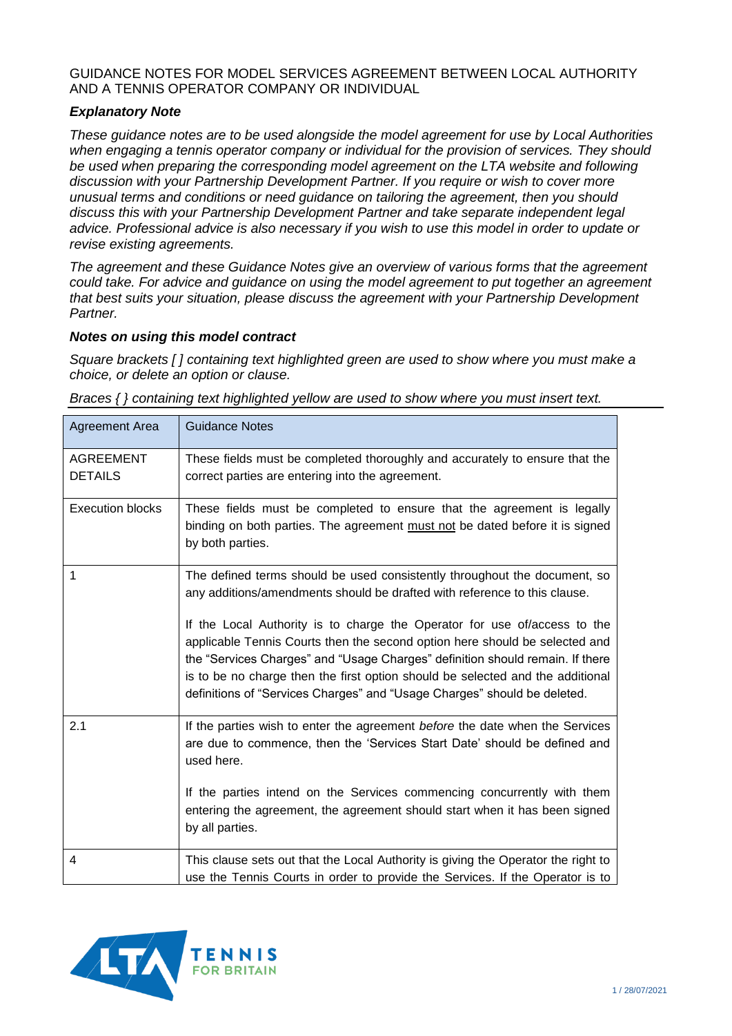GUIDANCE NOTES FOR MODEL SERVICES AGREEMENT BETWEEN LOCAL AUTHORITY AND A TENNIS OPERATOR COMPANY OR INDIVIDUAL

***Explanatory Note***

*These guidance notes are to be used alongside the model agreement for use by Local Authorities when engaging a tennis operator company or individual for the provision of services. They should be used when preparing the corresponding model agreement on the LTA website and following discussion with your Partnership Development Partner. If you require or wish to cover more unusual terms and conditions or need guidance on tailoring the agreement, then you should discuss this with your Partnership Development Partner and take separate independent legal advice. Professional advice is also necessary if you wish to use this model in order to update or revise existing agreements.*

*The agreement and these Guidance Notes give an overview of various forms that the agreement could take. For advice and guidance on using the model agreement to put together an agreement that best suits your situation, please discuss the agreement with your Partnership Development Partner.*

***Notes on using this model contract***

*Square brackets [ ] containing text highlighted green are used to show where you must make a choice, or delete an option or clause.*

*Braces { } containing text highlighted yellow are used to show where you must insert text.*

| Agreement Area | Guidance Notes |
| --- | --- |
| AGREEMENT DETAILS | These fields must be completed thoroughly and accurately to ensure that the correct parties are entering into the agreement. |
| Execution blocks | These fields must be completed to ensure that the agreement is legally binding on both parties. The agreement must not be dated before it is signed by both parties. |
| 1 | The defined terms should be used consistently throughout the document, so any additions/amendments should be drafted with reference to this clause.<br><br>If the Local Authority is to charge the Operator for use of/access to the applicable Tennis Courts then the second option here should be selected and the "Services Charges" and "Usage Charges" definition should remain. If there is to be no charge then the first option should be selected and the additional definitions of "Services Charges" and "Usage Charges" should be deleted. |
| 2.1 | If the parties wish to enter the agreement *before* the date when the Services are due to commence, then the 'Services Start Date' should be defined and used here.<br><br>If the parties intend on the Services commencing concurrently with them entering the agreement, the agreement should start when it has been signed by all parties. |
| 4 | This clause sets out that the Local Authority is giving the Operator the right to use the Tennis Courts in order to provide the Services. If the Operator is to |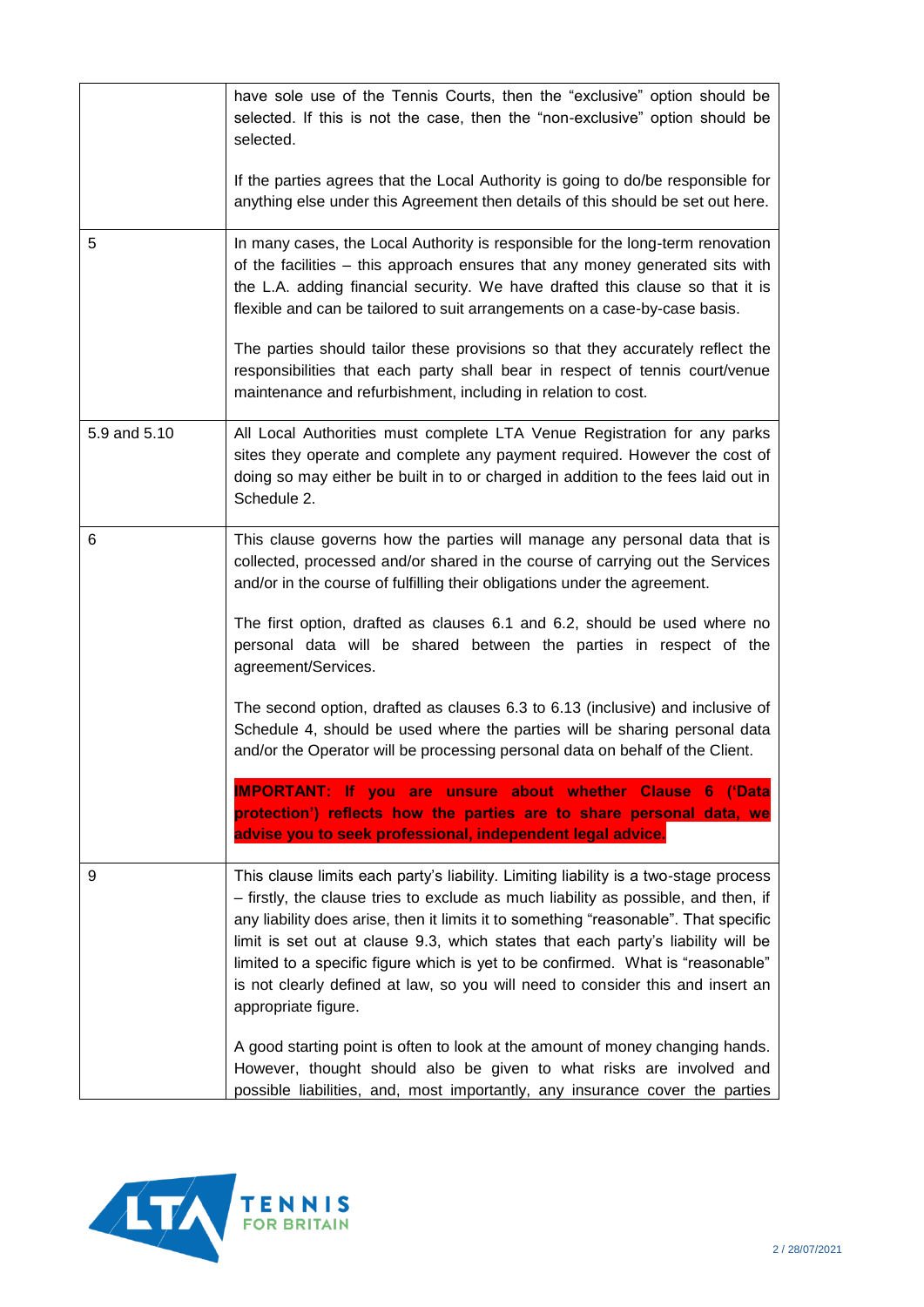| | |
|---|---|
| | have sole use of the Tennis Courts, then the "exclusive" option should be selected. If this is not the case, then the "non-exclusive" option should be selected.<br><br>If the parties agrees that the Local Authority is going to do/be responsible for anything else under this Agreement then details of this should be set out here. |
| 5 | In many cases, the Local Authority is responsible for the long-term renovation of the facilities – this approach ensures that any money generated sits with the L.A. adding financial security. We have drafted this clause so that it is flexible and can be tailored to suit arrangements on a case-by-case basis.<br><br>The parties should tailor these provisions so that they accurately reflect the responsibilities that each party shall bear in respect of tennis court/venue maintenance and refurbishment, including in relation to cost. |
| 5.9 and 5.10 | All Local Authorities must complete LTA Venue Registration for any parks sites they operate and complete any payment required. However the cost of doing so may either be built in to or charged in addition to the fees laid out in Schedule 2. |
| 6 | This clause governs how the parties will manage any personal data that is collected, processed and/or shared in the course of carrying out the Services and/or in the course of fulfilling their obligations under the agreement.<br><br>The first option, drafted as clauses 6.1 and 6.2, should be used where no personal data will be shared between the parties in respect of the agreement/Services.<br><br>The second option, drafted as clauses 6.3 to 6.13 (inclusive) and inclusive of Schedule 4, should be used where the parties will be sharing personal data and/or the Operator will be processing personal data on behalf of the Client.<br><br>**IMPORTANT: If you are unsure about whether Clause 6 ('Data protection') reflects how the parties are to share personal data, we advise you to seek professional, independent legal advice.** |
| 9 | This clause limits each party's liability. Limiting liability is a two-stage process – firstly, the clause tries to exclude as much liability as possible, and then, if any liability does arise, then it limits it to something "reasonable". That specific limit is set out at clause 9.3, which states that each party's liability will be limited to a specific figure which is yet to be confirmed. What is "reasonable" is not clearly defined at law, so you will need to consider this and insert an appropriate figure.<br><br>A good starting point is often to look at the amount of money changing hands. However, thought should also be given to what risks are involved and possible liabilities, and, most importantly, any insurance cover the parties |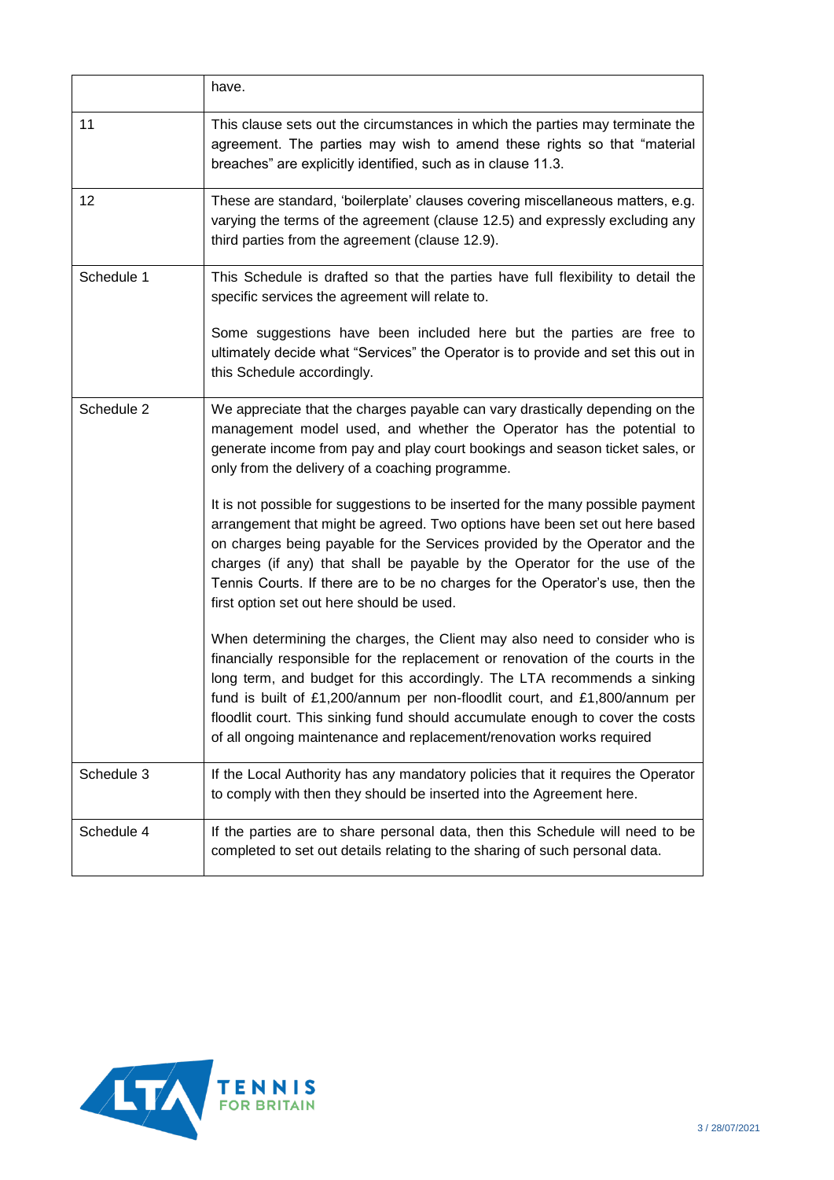| | |
|---|---|
| | have. |
| 11 | This clause sets out the circumstances in which the parties may terminate the agreement. The parties may wish to amend these rights so that "material breaches" are explicitly identified, such as in clause 11.3. |
| 12 | These are standard, 'boilerplate' clauses covering miscellaneous matters, e.g. varying the terms of the agreement (clause 12.5) and expressly excluding any third parties from the agreement (clause 12.9). |
| Schedule 1 | This Schedule is drafted so that the parties have full flexibility to detail the specific services the agreement will relate to.<br><br>Some suggestions have been included here but the parties are free to ultimately decide what "Services" the Operator is to provide and set this out in this Schedule accordingly. |
| Schedule 2 | We appreciate that the charges payable can vary drastically depending on the management model used, and whether the Operator has the potential to generate income from pay and play court bookings and season ticket sales, or only from the delivery of a coaching programme.<br><br>It is not possible for suggestions to be inserted for the many possible payment arrangement that might be agreed. Two options have been set out here based on charges being payable for the Services provided by the Operator and the charges (if any) that shall be payable by the Operator for the use of the Tennis Courts. If there are to be no charges for the Operator's use, then the first option set out here should be used.<br><br>When determining the charges, the Client may also need to consider who is financially responsible for the replacement or renovation of the courts in the long term, and budget for this accordingly. The LTA recommends a sinking fund is built of £1,200/annum per non-floodlit court, and £1,800/annum per floodlit court. This sinking fund should accumulate enough to cover the costs of all ongoing maintenance and replacement/renovation works required |
| Schedule 3 | If the Local Authority has any mandatory policies that it requires the Operator to comply with then they should be inserted into the Agreement here. |
| Schedule 4 | If the parties are to share personal data, then this Schedule will need to be completed to set out details relating to the sharing of such personal data. |